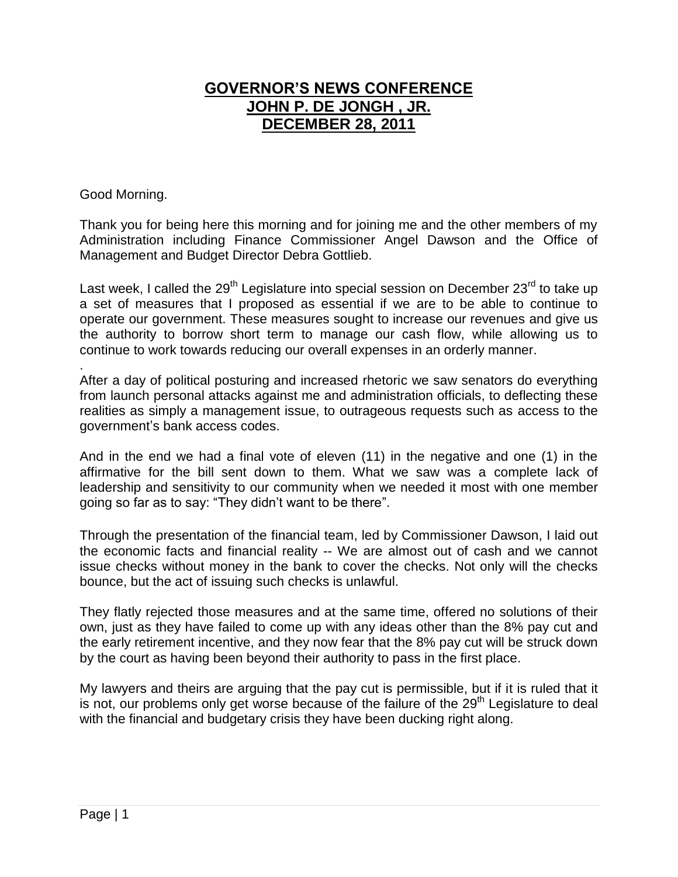# GOVERNOR'S NEWS CONFERENCE
# JOHN P. DE JONGH , JR.
# DECEMBER 28, 2011

Good Morning.

Thank you for being here this morning and for joining me and the other members of my Administration including Finance Commissioner Angel Dawson and the Office of Management and Budget Director Debra Gottlieb.

Last week, I called the 29th Legislature into special session on December 23rd to take up a set of measures that I proposed as essential if we are to be able to continue to operate our government. These measures sought to increase our revenues and give us the authority to borrow short term to manage our cash flow, while allowing us to continue to work towards reducing our overall expenses in an orderly manner.

.
After a day of political posturing and increased rhetoric we saw senators do everything from launch personal attacks against me and administration officials, to deflecting these realities as simply a management issue, to outrageous requests such as access to the government's bank access codes.

And in the end we had a final vote of eleven (11) in the negative and one (1) in the affirmative for the bill sent down to them. What we saw was a complete lack of leadership and sensitivity to our community when we needed it most with one member going so far as to say: "They didn't want to be there".

Through the presentation of the financial team, led by Commissioner Dawson, I laid out the economic facts and financial reality -- We are almost out of cash and we cannot issue checks without money in the bank to cover the checks. Not only will the checks bounce, but the act of issuing such checks is unlawful.

They flatly rejected those measures and at the same time, offered no solutions of their own, just as they have failed to come up with any ideas other than the 8% pay cut and the early retirement incentive, and they now fear that the 8% pay cut will be struck down by the court as having been beyond their authority to pass in the first place.

My lawyers and theirs are arguing that the pay cut is permissible, but if it is ruled that it is not, our problems only get worse because of the failure of the 29th Legislature to deal with the financial and budgetary crisis they have been ducking right along.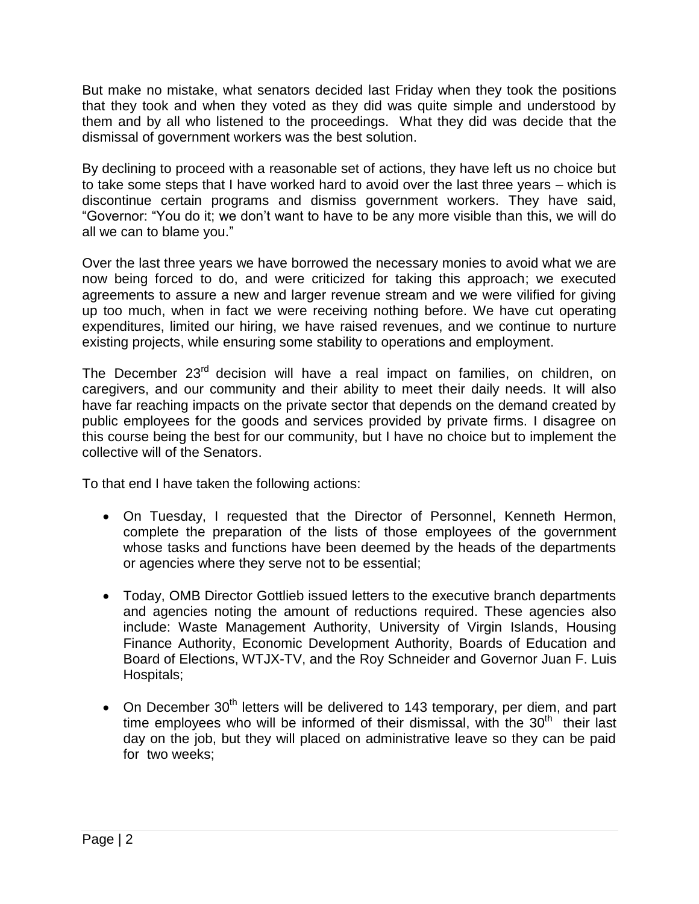But make no mistake, what senators decided last Friday when they took the positions that they took and when they voted as they did was quite simple and understood by them and by all who listened to the proceedings. What they did was decide that the dismissal of government workers was the best solution.

By declining to proceed with a reasonable set of actions, they have left us no choice but to take some steps that I have worked hard to avoid over the last three years – which is discontinue certain programs and dismiss government workers. They have said, "Governor: "You do it; we don't want to have to be any more visible than this, we will do all we can to blame you."

Over the last three years we have borrowed the necessary monies to avoid what we are now being forced to do, and were criticized for taking this approach; we executed agreements to assure a new and larger revenue stream and we were vilified for giving up too much, when in fact we were receiving nothing before. We have cut operating expenditures, limited our hiring, we have raised revenues, and we continue to nurture existing projects, while ensuring some stability to operations and employment.

The December 23rd decision will have a real impact on families, on children, on caregivers, and our community and their ability to meet their daily needs. It will also have far reaching impacts on the private sector that depends on the demand created by public employees for the goods and services provided by private firms. I disagree on this course being the best for our community, but I have no choice but to implement the collective will of the Senators.

To that end I have taken the following actions:

- On Tuesday, I requested that the Director of Personnel, Kenneth Hermon, complete the preparation of the lists of those employees of the government whose tasks and functions have been deemed by the heads of the departments or agencies where they serve not to be essential;

- Today, OMB Director Gottlieb issued letters to the executive branch departments and agencies noting the amount of reductions required. These agencies also include: Waste Management Authority, University of Virgin Islands, Housing Finance Authority, Economic Development Authority, Boards of Education and Board of Elections, WTJX-TV, and the Roy Schneider and Governor Juan F. Luis Hospitals;

- On December 30th letters will be delivered to 143 temporary, per diem, and part time employees who will be informed of their dismissal, with the 30th their last day on the job, but they will placed on administrative leave so they can be paid for two weeks;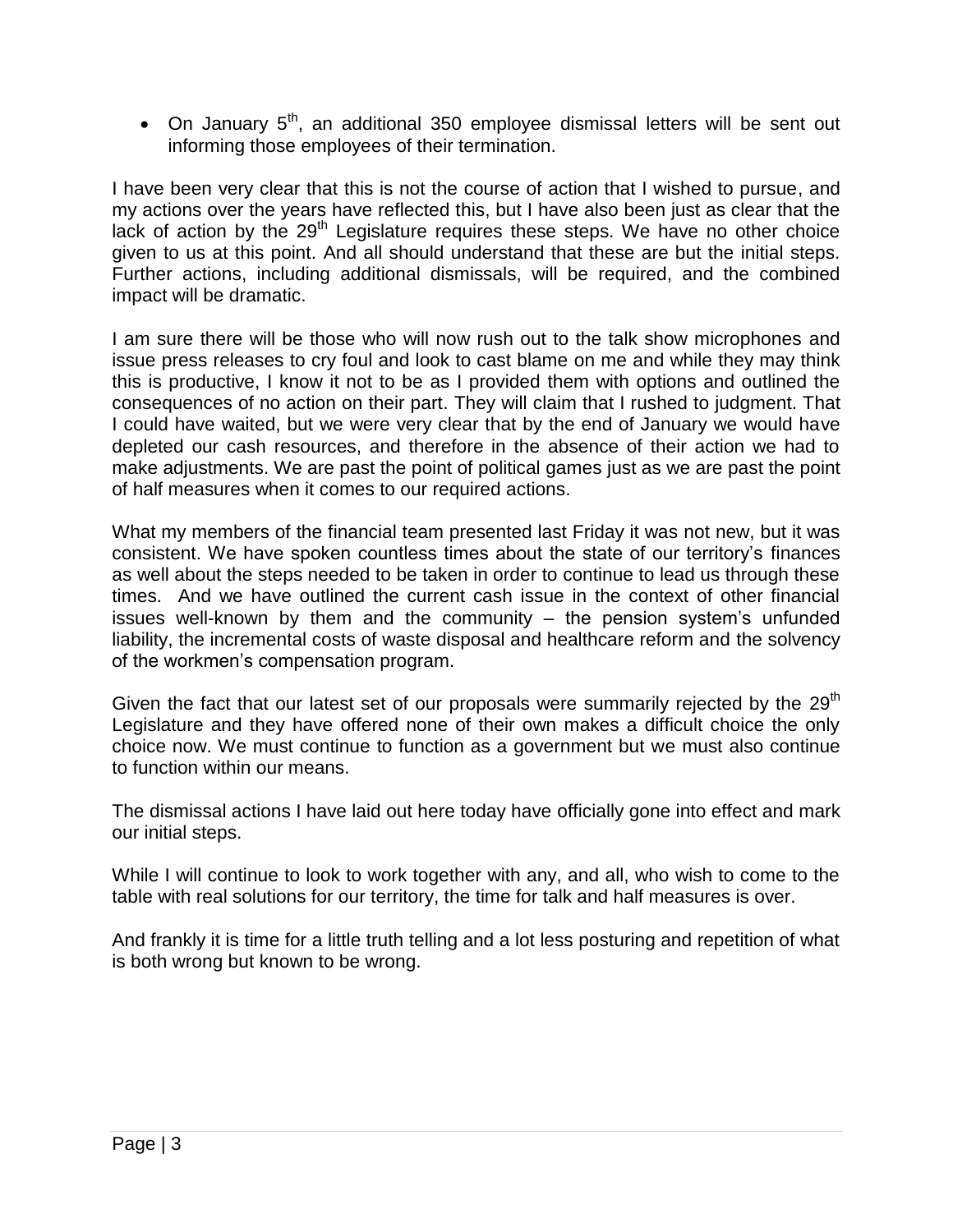- On January 5th, an additional 350 employee dismissal letters will be sent out informing those employees of their termination.

I have been very clear that this is not the course of action that I wished to pursue, and my actions over the years have reflected this, but I have also been just as clear that the lack of action by the 29th Legislature requires these steps. We have no other choice given to us at this point. And all should understand that these are but the initial steps. Further actions, including additional dismissals, will be required, and the combined impact will be dramatic.

I am sure there will be those who will now rush out to the talk show microphones and issue press releases to cry foul and look to cast blame on me and while they may think this is productive, I know it not to be as I provided them with options and outlined the consequences of no action on their part. They will claim that I rushed to judgment. That I could have waited, but we were very clear that by the end of January we would have depleted our cash resources, and therefore in the absence of their action we had to make adjustments. We are past the point of political games just as we are past the point of half measures when it comes to our required actions.

What my members of the financial team presented last Friday it was not new, but it was consistent. We have spoken countless times about the state of our territory's finances as well about the steps needed to be taken in order to continue to lead us through these times. And we have outlined the current cash issue in the context of other financial issues well-known by them and the community – the pension system's unfunded liability, the incremental costs of waste disposal and healthcare reform and the solvency of the workmen's compensation program.

Given the fact that our latest set of our proposals were summarily rejected by the 29th Legislature and they have offered none of their own makes a difficult choice the only choice now. We must continue to function as a government but we must also continue to function within our means.

The dismissal actions I have laid out here today have officially gone into effect and mark our initial steps.

While I will continue to look to work together with any, and all, who wish to come to the table with real solutions for our territory, the time for talk and half measures is over.

And frankly it is time for a little truth telling and a lot less posturing and repetition of what is both wrong but known to be wrong.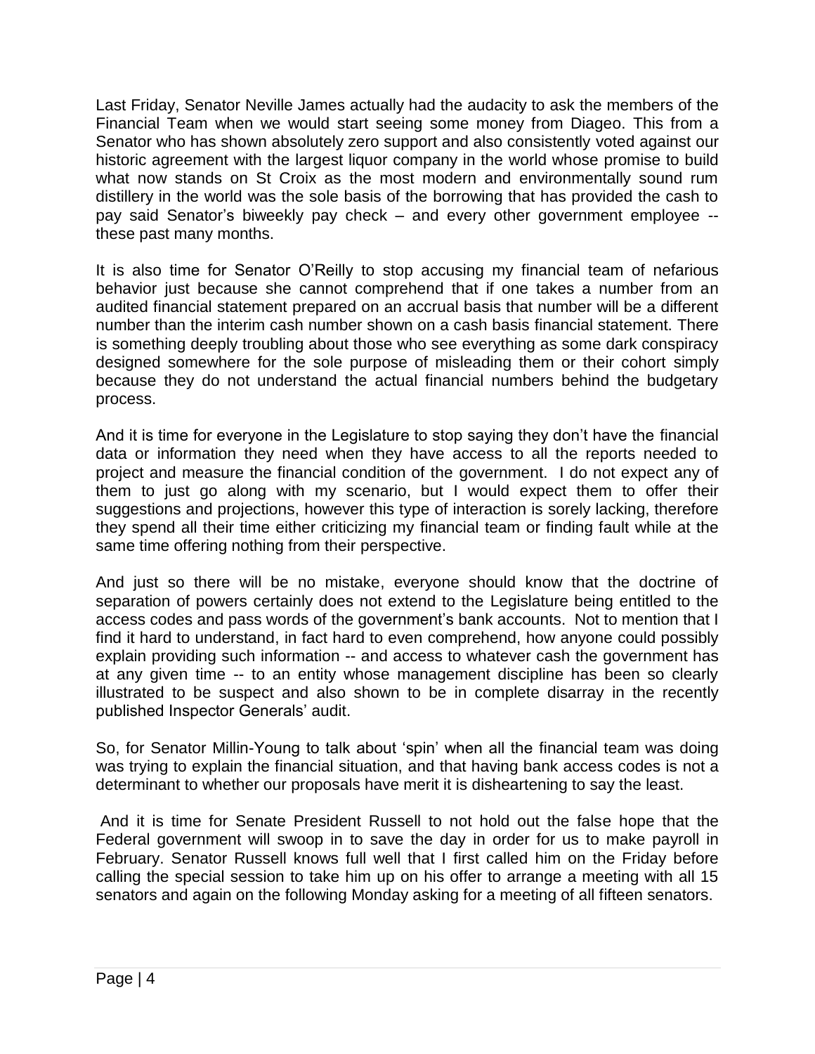Last Friday, Senator Neville James actually had the audacity to ask the members of the Financial Team when we would start seeing some money from Diageo. This from a Senator who has shown absolutely zero support and also consistently voted against our historic agreement with the largest liquor company in the world whose promise to build what now stands on St Croix as the most modern and environmentally sound rum distillery in the world was the sole basis of the borrowing that has provided the cash to pay said Senator's biweekly pay check – and every other government employee -- these past many months.

It is also time for Senator O'Reilly to stop accusing my financial team of nefarious behavior just because she cannot comprehend that if one takes a number from an audited financial statement prepared on an accrual basis that number will be a different number than the interim cash number shown on a cash basis financial statement. There is something deeply troubling about those who see everything as some dark conspiracy designed somewhere for the sole purpose of misleading them or their cohort simply because they do not understand the actual financial numbers behind the budgetary process.

And it is time for everyone in the Legislature to stop saying they don't have the financial data or information they need when they have access to all the reports needed to project and measure the financial condition of the government. I do not expect any of them to just go along with my scenario, but I would expect them to offer their suggestions and projections, however this type of interaction is sorely lacking, therefore they spend all their time either criticizing my financial team or finding fault while at the same time offering nothing from their perspective.

And just so there will be no mistake, everyone should know that the doctrine of separation of powers certainly does not extend to the Legislature being entitled to the access codes and pass words of the government's bank accounts. Not to mention that I find it hard to understand, in fact hard to even comprehend, how anyone could possibly explain providing such information -- and access to whatever cash the government has at any given time -- to an entity whose management discipline has been so clearly illustrated to be suspect and also shown to be in complete disarray in the recently published Inspector Generals' audit.

So, for Senator Millin-Young to talk about 'spin' when all the financial team was doing was trying to explain the financial situation, and that having bank access codes is not a determinant to whether our proposals have merit it is disheartening to say the least.

And it is time for Senate President Russell to not hold out the false hope that the Federal government will swoop in to save the day in order for us to make payroll in February. Senator Russell knows full well that I first called him on the Friday before calling the special session to take him up on his offer to arrange a meeting with all 15 senators and again on the following Monday asking for a meeting of all fifteen senators.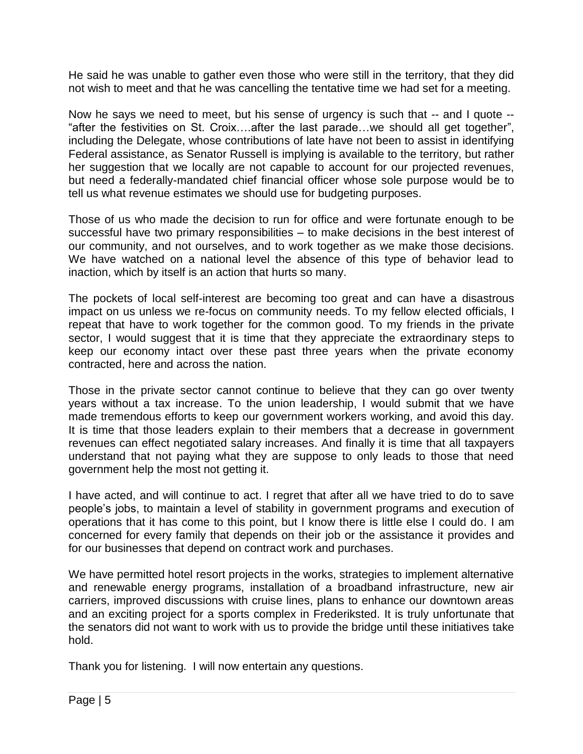He said he was unable to gather even those who were still in the territory, that they did not wish to meet and that he was cancelling the tentative time we had set for a meeting.

Now he says we need to meet, but his sense of urgency is such that -- and I quote -- "after the festivities on St. Croix….after the last parade…we should all get together", including the Delegate, whose contributions of late have not been to assist in identifying Federal assistance, as Senator Russell is implying is available to the territory, but rather her suggestion that we locally are not capable to account for our projected revenues, but need a federally-mandated chief financial officer whose sole purpose would be to tell us what revenue estimates we should use for budgeting purposes.

Those of us who made the decision to run for office and were fortunate enough to be successful have two primary responsibilities – to make decisions in the best interest of our community, and not ourselves, and to work together as we make those decisions. We have watched on a national level the absence of this type of behavior lead to inaction, which by itself is an action that hurts so many.

The pockets of local self-interest are becoming too great and can have a disastrous impact on us unless we re-focus on community needs. To my fellow elected officials, I repeat that have to work together for the common good. To my friends in the private sector, I would suggest that it is time that they appreciate the extraordinary steps to keep our economy intact over these past three years when the private economy contracted, here and across the nation.

Those in the private sector cannot continue to believe that they can go over twenty years without a tax increase. To the union leadership, I would submit that we have made tremendous efforts to keep our government workers working, and avoid this day. It is time that those leaders explain to their members that a decrease in government revenues can effect negotiated salary increases. And finally it is time that all taxpayers understand that not paying what they are suppose to only leads to those that need government help the most not getting it.

I have acted, and will continue to act. I regret that after all we have tried to do to save people's jobs, to maintain a level of stability in government programs and execution of operations that it has come to this point, but I know there is little else I could do. I am concerned for every family that depends on their job or the assistance it provides and for our businesses that depend on contract work and purchases.

We have permitted hotel resort projects in the works, strategies to implement alternative and renewable energy programs, installation of a broadband infrastructure, new air carriers, improved discussions with cruise lines, plans to enhance our downtown areas and an exciting project for a sports complex in Frederiksted. It is truly unfortunate that the senators did not want to work with us to provide the bridge until these initiatives take hold.

Thank you for listening. I will now entertain any questions.